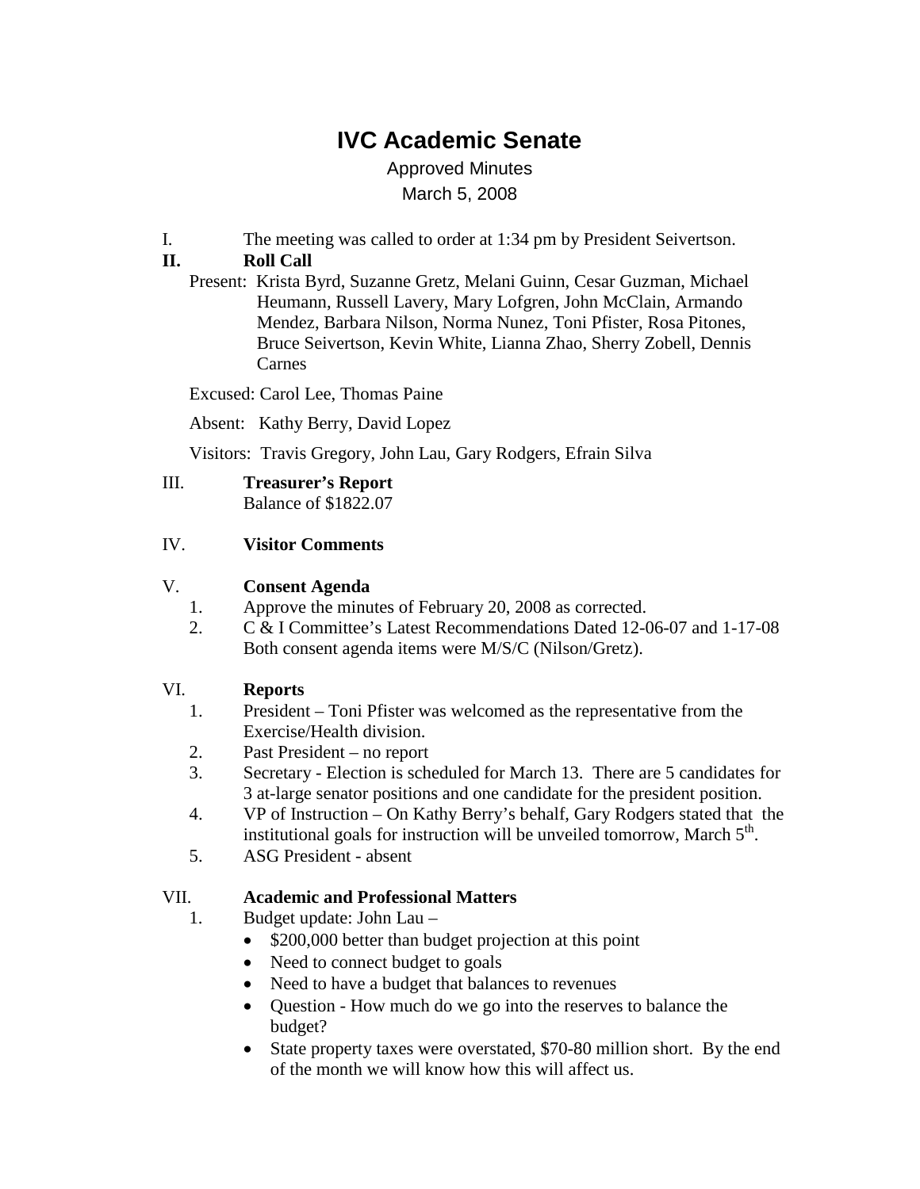# IVC Academic Senate

Approved Minutes

March 5, 2008

I. The meeting was called to order at 1:34 pm by President Seivertson.

**II. Roll Call**

Present: Krista Byrd, Suzanne Gretz, Melani Guinn, Cesar Guzman, Michael Heumann, Russell Lavery, Mary Lofgren, John McClain, Armando Mendez, Barbara Nilson, Norma Nunez, Toni Pfister, Rosa Pitones, Bruce Seivertson, Kevin White, Lianna Zhao, Sherry Zobell, Dennis Carnes

Excused: Carol Lee, Thomas Paine

Absent: Kathy Berry, David Lopez

Visitors: Travis Gregory, John Lau, Gary Rodgers, Efrain Silva

III. **Treasurer's Report**

Balance of $1822.07

IV. **Visitor Comments**

V. **Consent Agenda**

1. Approve the minutes of February 20, 2008 as corrected.
2. C & I Committee's Latest Recommendations Dated 12-06-07 and 1-17-08

   Both consent agenda items were M/S/C (Nilson/Gretz).

VI. **Reports**

1. President – Toni Pfister was welcomed as the representative from the Exercise/Health division.
2. Past President – no report
3. Secretary - Election is scheduled for March 13. There are 5 candidates for 3 at-large senator positions and one candidate for the president position.
4. VP of Instruction – On Kathy Berry's behalf, Gary Rodgers stated that the institutional goals for instruction will be unveiled tomorrow, March 5th.
5. ASG President - absent

VII. **Academic and Professional Matters**

1. Budget update: John Lau –
   - $200,000 better than budget projection at this point
   - Need to connect budget to goals
   - Need to have a budget that balances to revenues
   - Question - How much do we go into the reserves to balance the budget?
   - State property taxes were overstated, $70-80 million short. By the end of the month we will know how this will affect us.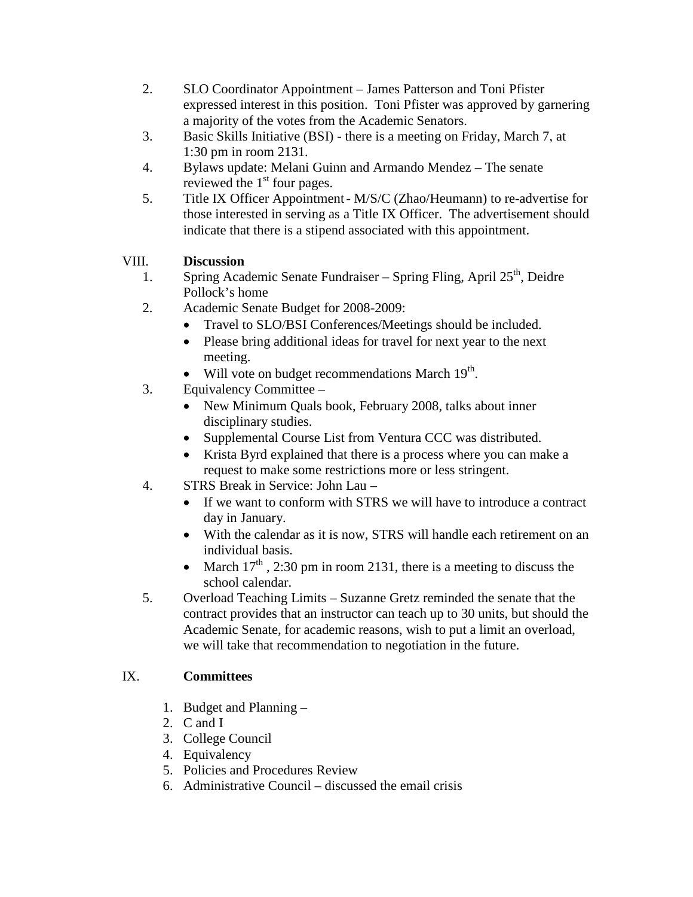2. SLO Coordinator Appointment – James Patterson and Toni Pfister expressed interest in this position. Toni Pfister was approved by garnering a majority of the votes from the Academic Senators.
3. Basic Skills Initiative (BSI) - there is a meeting on Friday, March 7, at 1:30 pm in room 2131.
4. Bylaws update: Melani Guinn and Armando Mendez – The senate reviewed the 1st four pages.
5. Title IX Officer Appointment - M/S/C (Zhao/Heumann) to re-advertise for those interested in serving as a Title IX Officer. The advertisement should indicate that there is a stipend associated with this appointment.

## VIII. **Discussion**

1. Spring Academic Senate Fundraiser – Spring Fling, April 25th, Deidre Pollock's home
2. Academic Senate Budget for 2008-2009:
   - Travel to SLO/BSI Conferences/Meetings should be included.
   - Please bring additional ideas for travel for next year to the next meeting.
   - Will vote on budget recommendations March 19th.
3. Equivalency Committee –
   - New Minimum Quals book, February 2008, talks about inner disciplinary studies.
   - Supplemental Course List from Ventura CCC was distributed.
   - Krista Byrd explained that there is a process where you can make a request to make some restrictions more or less stringent.
4. STRS Break in Service: John Lau –
   - If we want to conform with STRS we will have to introduce a contract day in January.
   - With the calendar as it is now, STRS will handle each retirement on an individual basis.
   - March 17th , 2:30 pm in room 2131, there is a meeting to discuss the school calendar.
5. Overload Teaching Limits – Suzanne Gretz reminded the senate that the contract provides that an instructor can teach up to 30 units, but should the Academic Senate, for academic reasons, wish to put a limit an overload, we will take that recommendation to negotiation in the future.

## IX. **Committees**

1. Budget and Planning –
2. C and I
3. College Council
4. Equivalency
5. Policies and Procedures Review
6. Administrative Council – discussed the email crisis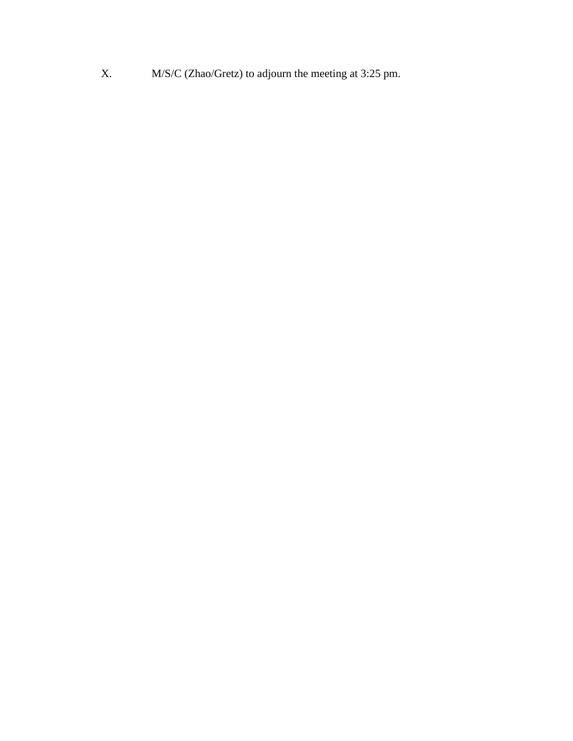X. M/S/C (Zhao/Gretz) to adjourn the meeting at 3:25 pm.